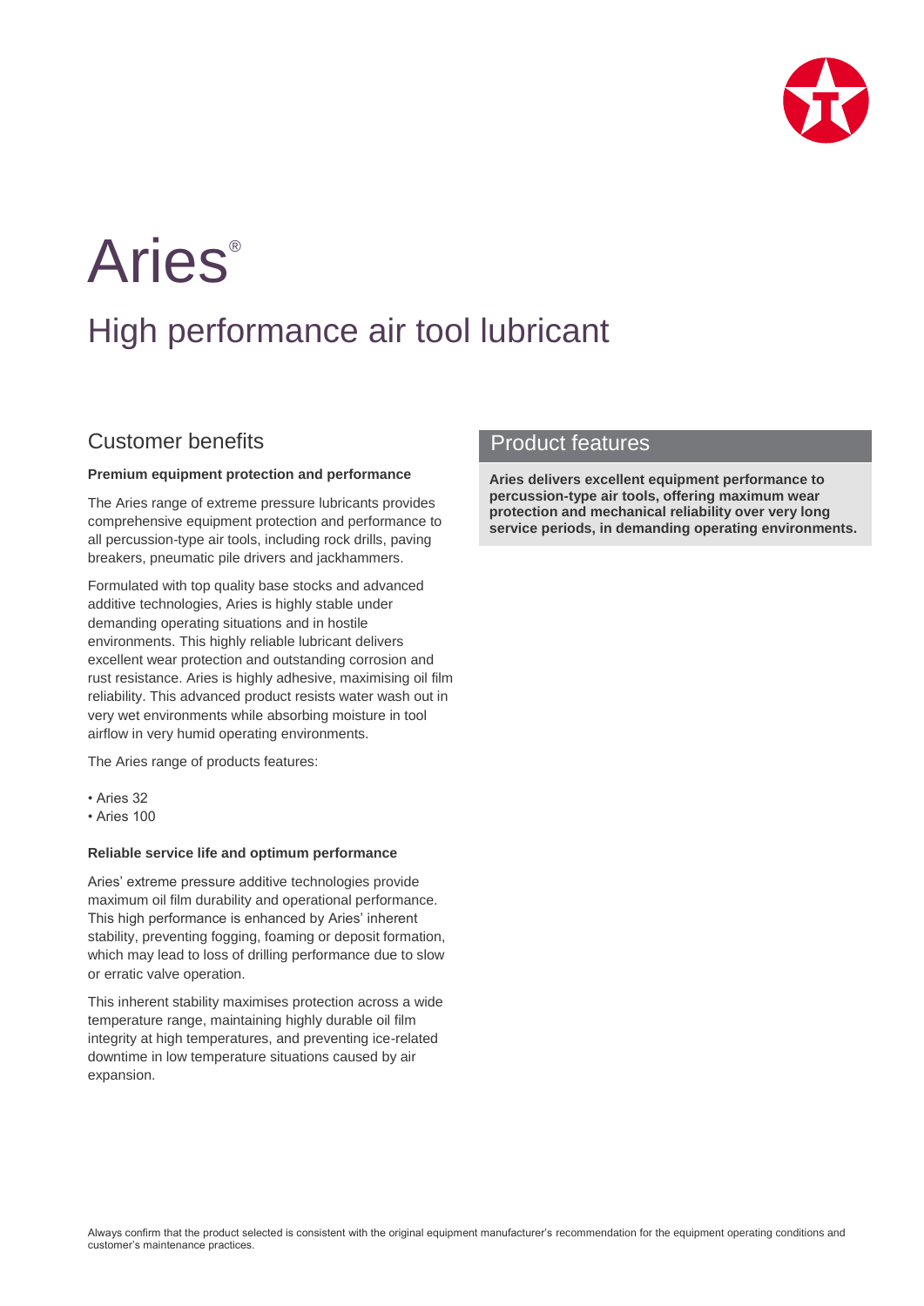# Aries®

## High performance air tool lubricant

## Customer benefits

**Premium equipment protection and performance**

The Aries range of extreme pressure lubricants provides comprehensive equipment protection and performance to all percussion-type air tools, including rock drills, paving breakers, pneumatic pile drivers and jackhammers.

Formulated with top quality base stocks and advanced additive technologies, Aries is highly stable under demanding operating situations and in hostile environments. This highly reliable lubricant delivers excellent wear protection and outstanding corrosion and rust resistance. Aries is highly adhesive, maximising oil film reliability. This advanced product resists water wash out in very wet environments while absorbing moisture in tool airflow in very humid operating environments.

The Aries range of products features:

- Aries 32
- Aries 100

**Reliable service life and optimum performance**

Aries' extreme pressure additive technologies provide maximum oil film durability and operational performance. This high performance is enhanced by Aries' inherent stability, preventing fogging, foaming or deposit formation, which may lead to loss of drilling performance due to slow or erratic valve operation.

This inherent stability maximises protection across a wide temperature range, maintaining highly durable oil film integrity at high temperatures, and preventing ice-related downtime in low temperature situations caused by air expansion.

## Product features

**Aries delivers excellent equipment performance to percussion-type air tools, offering maximum wear protection and mechanical reliability over very long service periods, in demanding operating environments.**

Always confirm that the product selected is consistent with the original equipment manufacturer's recommendation for the equipment operating conditions and customer's maintenance practices.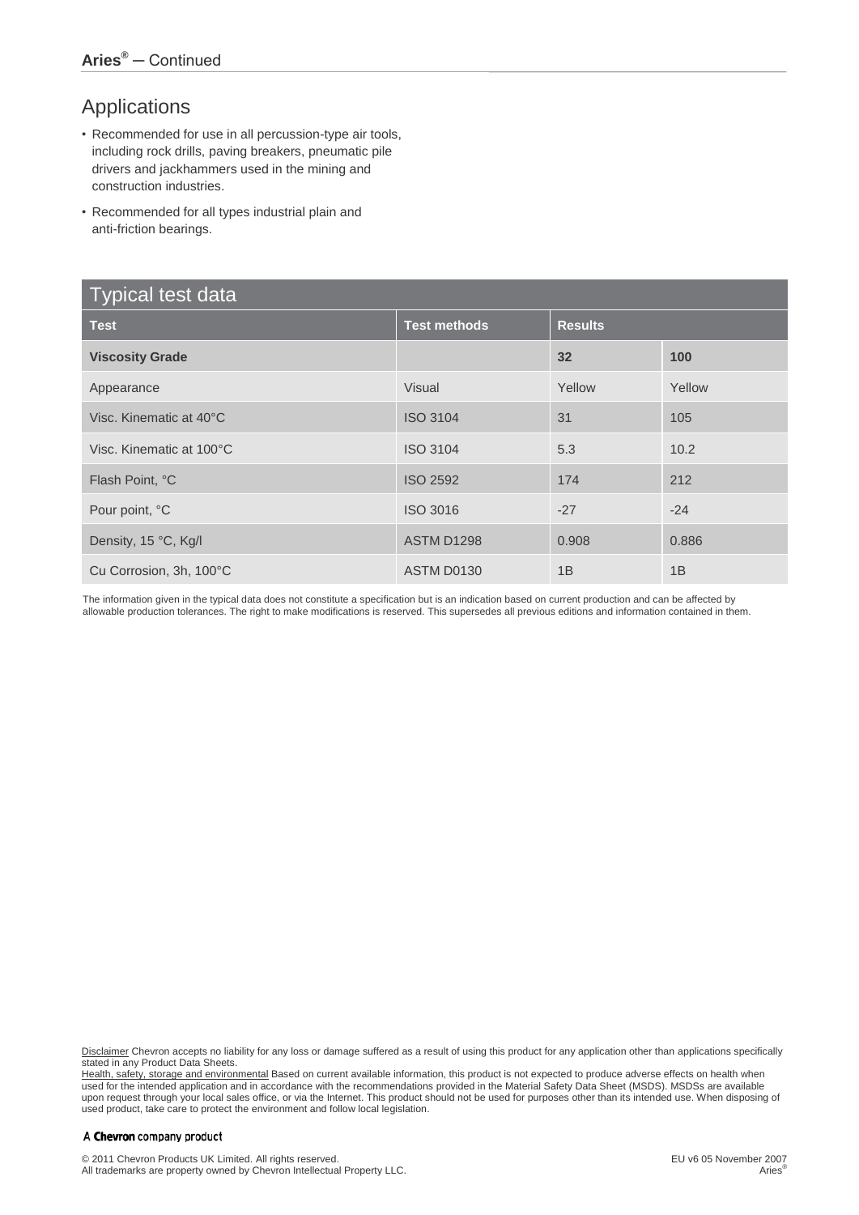## Applications

- Recommended for use in all percussion-type air tools, including rock drills, paving breakers, pneumatic pile drivers and jackhammers used in the mining and construction industries.
- Recommended for all types industrial plain and anti-friction bearings.

### Typical test data

| Test | Test methods | Results | |
|---|---|---|---|
| **Viscosity Grade** | | **32** | **100** |
| Appearance | Visual | Yellow | Yellow |
| Visc. Kinematic at 40°C | ISO 3104 | 31 | 105 |
| Visc. Kinematic at 100°C | ISO 3104 | 5.3 | 10.2 |
| Flash Point, °C | ISO 2592 | 174 | 212 |
| Pour point, °C | ISO 3016 | -27 | -24 |
| Density, 15 °C, Kg/l | ASTM D1298 | 0.908 | 0.886 |
| Cu Corrosion, 3h, 100°C | ASTM D0130 | 1B | 1B |

The information given in the typical data does not constitute a specification but is an indication based on current production and can be affected by allowable production tolerances. The right to make modifications is reserved. This supersedes all previous editions and information contained in them.

Disclaimer Chevron accepts no liability for any loss or damage suffered as a result of using this product for any application other than applications specifically stated in any Product Data Sheets.

Health, safety, storage and environmental Based on current available information, this product is not expected to produce adverse effects on health when used for the intended application and in accordance with the recommendations provided in the Material Safety Data Sheet (MSDS). MSDSs are available upon request through your local sales office, or via the Internet. This product should not be used for purposes other than its intended use. When disposing of used product, take care to protect the environment and follow local legislation.

A **Chevron** company product

© 2011 Chevron Products UK Limited. All rights reserved.
All trademarks are property owned by Chevron Intellectual Property LLC.

EU v6 05 November 2007
Aries®